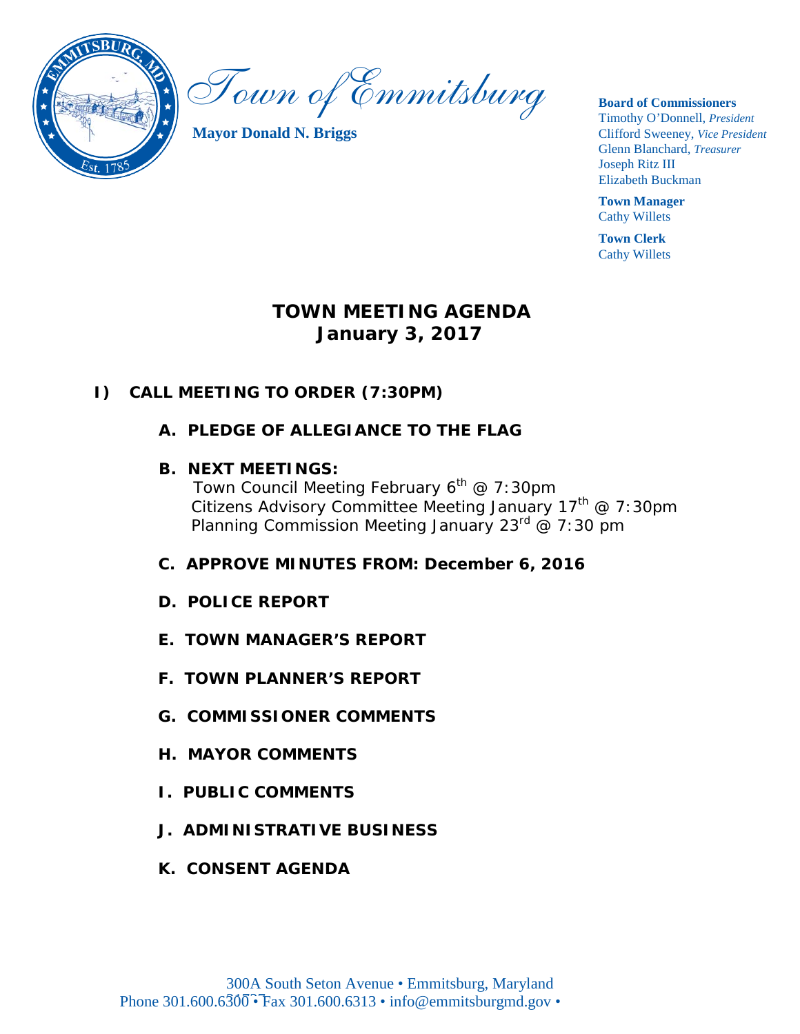# Town of Emmitsburg

**Mayor Donald N. Briggs**

**Board of Commissioners**
Timothy O'Donnell, *President*
Clifford Sweeney, *Vice President*
Glenn Blanchard, *Treasurer*
Joseph Ritz III
Elizabeth Buckman

**Town Manager**
Cathy Willets

**Town Clerk**
Cathy Willets

## TOWN MEETING AGENDA
## January 3, 2017

**I) CALL MEETING TO ORDER (7:30PM)**

**A. PLEDGE OF ALLEGIANCE TO THE FLAG**

**B. NEXT MEETINGS:**
Town Council Meeting February 6th @ 7:30pm
Citizens Advisory Committee Meeting January 17th @ 7:30pm
Planning Commission Meeting January 23rd @ 7:30 pm

**C. APPROVE MINUTES FROM: December 6, 2016**

**D. POLICE REPORT**

**E. TOWN MANAGER'S REPORT**

**F. TOWN PLANNER'S REPORT**

**G. COMMISSIONER COMMENTS**

**H. MAYOR COMMENTS**

**I. PUBLIC COMMENTS**

**J. ADMINISTRATIVE BUSINESS**

**K. CONSENT AGENDA**

300A South Seton Avenue • Emmitsburg, Maryland 21727
Phone 301.600.6300 • Fax 301.600.6313 • info@emmitsburgmd.gov •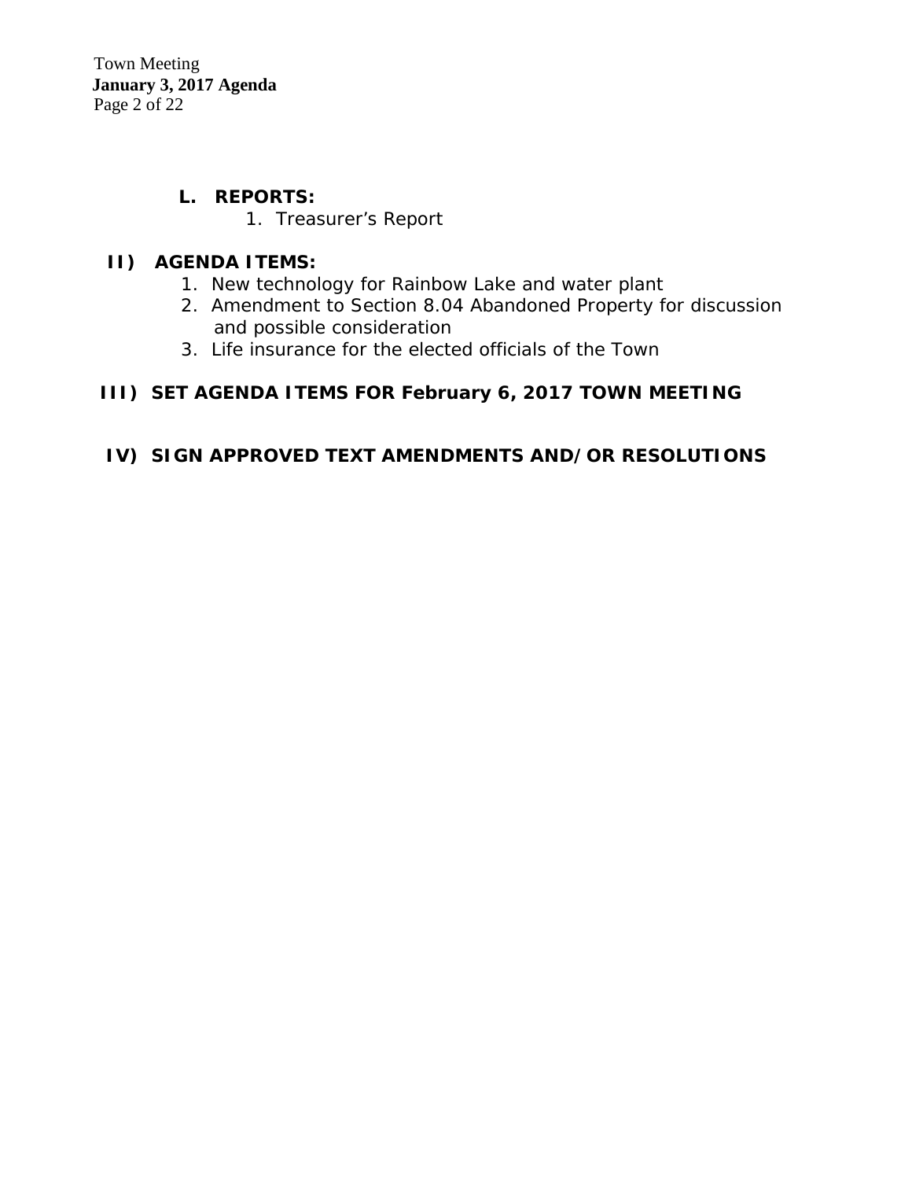**L. REPORTS:**

1. Treasurer's Report

**II) AGENDA ITEMS:**

1. New technology for Rainbow Lake and water plant
2. Amendment to Section 8.04 Abandoned Property for discussion and possible consideration
3. Life insurance for the elected officials of the Town

**III) SET AGENDA ITEMS FOR February 6, 2017 TOWN MEETING**

**IV) SIGN APPROVED TEXT AMENDMENTS AND/OR RESOLUTIONS**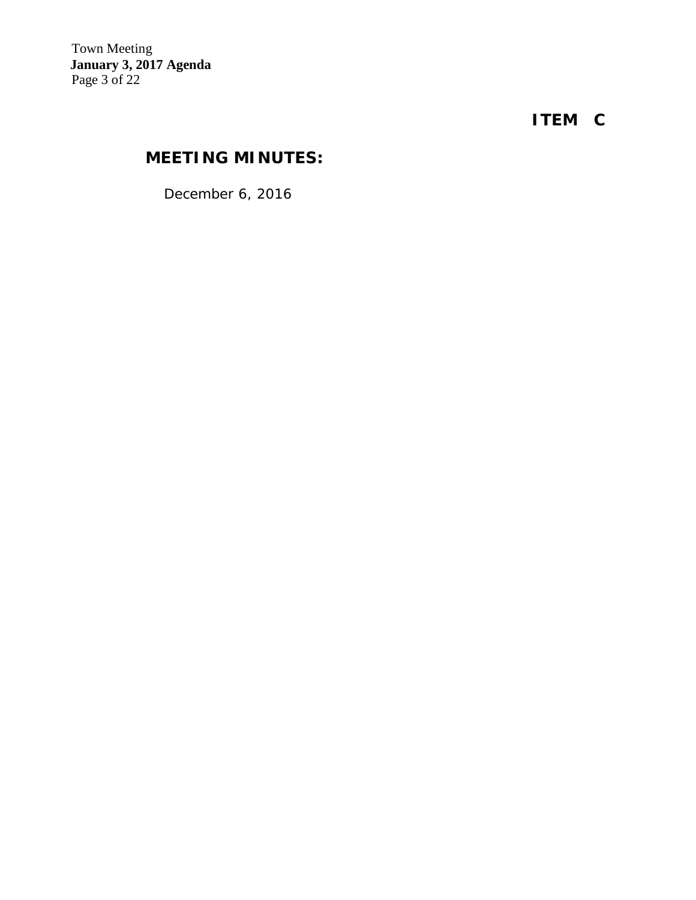**ITEM C**

## MEETING MINUTES:

December 6, 2016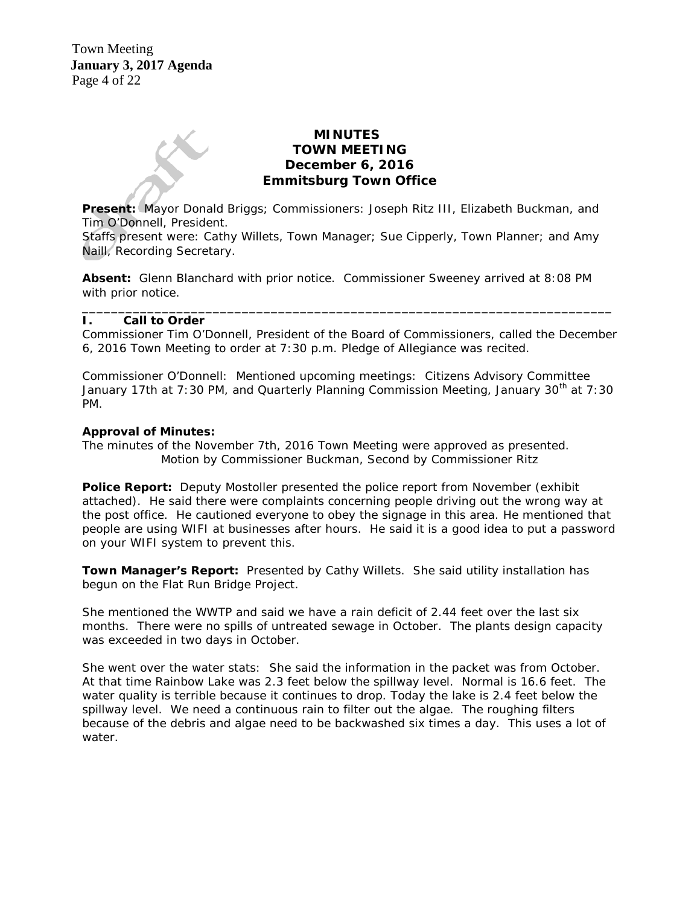**MINUTES**
**TOWN MEETING**
**December 6, 2016**
**Emmitsburg Town Office**

**Present:** Mayor Donald Briggs; Commissioners: Joseph Ritz III, Elizabeth Buckman, and Tim O'Donnell, President.
Staffs present were: Cathy Willets, Town Manager; Sue Cipperly, Town Planner; and Amy Naill, Recording Secretary.

**Absent:** Glenn Blanchard with prior notice. Commissioner Sweeney arrived at 8:08 PM with prior notice.

---

## I. Call to Order

Commissioner Tim O'Donnell, President of the Board of Commissioners, called the December 6, 2016 Town Meeting to order at 7:30 p.m. Pledge of Allegiance was recited.

Commissioner O'Donnell: Mentioned upcoming meetings: Citizens Advisory Committee January 17th at 7:30 PM, and Quarterly Planning Commission Meeting, January 30th at 7:30 PM.

**Approval of Minutes:**
The minutes of the November 7th, 2016 Town Meeting were approved as presented.
Motion by Commissioner Buckman, Second by Commissioner Ritz

**Police Report:** Deputy Mostoller presented the police report from November (exhibit attached). He said there were complaints concerning people driving out the wrong way at the post office. He cautioned everyone to obey the signage in this area. He mentioned that people are using WIFI at businesses after hours. He said it is a good idea to put a password on your WIFI system to prevent this.

**Town Manager's Report:** Presented by Cathy Willets. She said utility installation has begun on the Flat Run Bridge Project.

She mentioned the WWTP and said we have a rain deficit of 2.44 feet over the last six months. There were no spills of untreated sewage in October. The plants design capacity was exceeded in two days in October.

She went over the water stats: She said the information in the packet was from October. At that time Rainbow Lake was 2.3 feet below the spillway level. Normal is 16.6 feet. The water quality is terrible because it continues to drop. Today the lake is 2.4 feet below the spillway level. We need a continuous rain to filter out the algae. The roughing filters because of the debris and algae need to be backwashed six times a day. This uses a lot of water.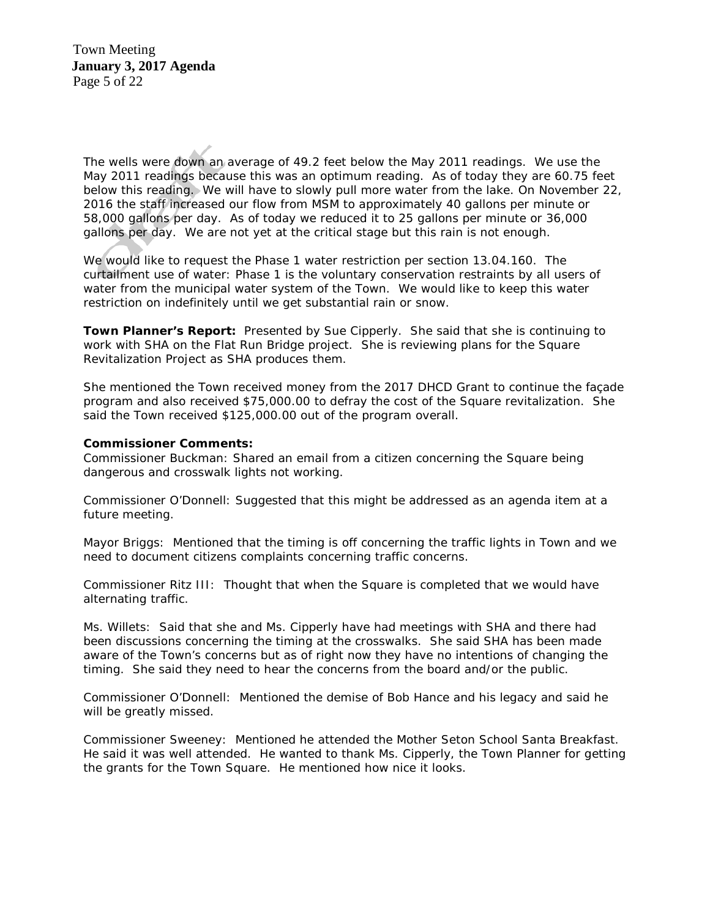The wells were down an average of 49.2 feet below the May 2011 readings. We use the May 2011 readings because this was an optimum reading. As of today they are 60.75 feet below this reading. We will have to slowly pull more water from the lake. On November 22, 2016 the staff increased our flow from MSM to approximately 40 gallons per minute or 58,000 gallons per day. As of today we reduced it to 25 gallons per minute or 36,000 gallons per day. We are not yet at the critical stage but this rain is not enough.

We would like to request the Phase 1 water restriction per section 13.04.160. The curtailment use of water: Phase 1 is the voluntary conservation restraints by all users of water from the municipal water system of the Town. We would like to keep this water restriction on indefinitely until we get substantial rain or snow.

**Town Planner's Report:** Presented by Sue Cipperly. She said that she is continuing to work with SHA on the Flat Run Bridge project. She is reviewing plans for the Square Revitalization Project as SHA produces them.

She mentioned the Town received money from the 2017 DHCD Grant to continue the façade program and also received $75,000.00 to defray the cost of the Square revitalization. She said the Town received $125,000.00 out of the program overall.

**Commissioner Comments:**

Commissioner Buckman: Shared an email from a citizen concerning the Square being dangerous and crosswalk lights not working.

Commissioner O'Donnell: Suggested that this might be addressed as an agenda item at a future meeting.

Mayor Briggs: Mentioned that the timing is off concerning the traffic lights in Town and we need to document citizens complaints concerning traffic concerns.

Commissioner Ritz III: Thought that when the Square is completed that we would have alternating traffic.

Ms. Willets: Said that she and Ms. Cipperly have had meetings with SHA and there had been discussions concerning the timing at the crosswalks. She said SHA has been made aware of the Town's concerns but as of right now they have no intentions of changing the timing. She said they need to hear the concerns from the board and/or the public.

Commissioner O'Donnell: Mentioned the demise of Bob Hance and his legacy and said he will be greatly missed.

Commissioner Sweeney: Mentioned he attended the Mother Seton School Santa Breakfast. He said it was well attended. He wanted to thank Ms. Cipperly, the Town Planner for getting the grants for the Town Square. He mentioned how nice it looks.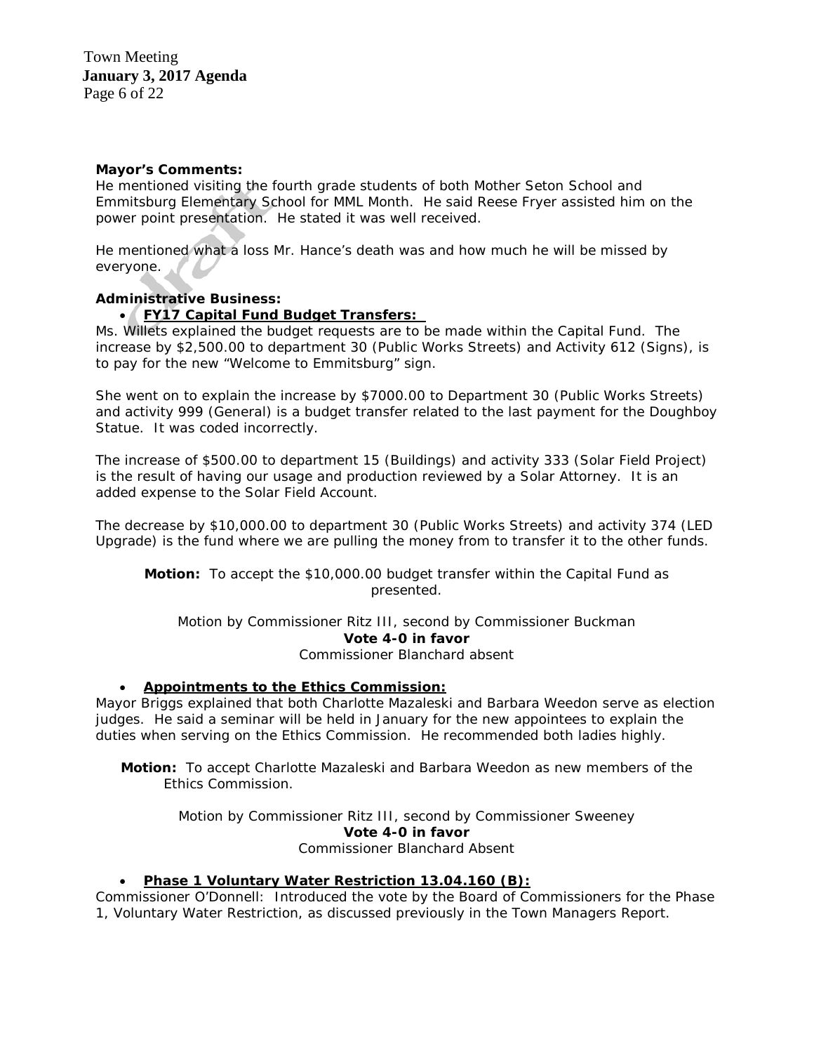**Mayor's Comments:**

He mentioned visiting the fourth grade students of both Mother Seton School and Emmitsburg Elementary School for MML Month. He said Reese Fryer assisted him on the power point presentation. He stated it was well received.

He mentioned what a loss Mr. Hance's death was and how much he will be missed by everyone.

**Administrative Business:**

- **FY17 Capital Fund Budget Transfers:**

Ms. Willets explained the budget requests are to be made within the Capital Fund. The increase by $2,500.00 to department 30 (Public Works Streets) and Activity 612 (Signs), is to pay for the new "Welcome to Emmitsburg" sign.

She went on to explain the increase by $7000.00 to Department 30 (Public Works Streets) and activity 999 (General) is a budget transfer related to the last payment for the Doughboy Statue. It was coded incorrectly.

The increase of $500.00 to department 15 (Buildings) and activity 333 (Solar Field Project) is the result of having our usage and production reviewed by a Solar Attorney. It is an added expense to the Solar Field Account.

The decrease by $10,000.00 to department 30 (Public Works Streets) and activity 374 (LED Upgrade) is the fund where we are pulling the money from to transfer it to the other funds.

**Motion:** To accept the $10,000.00 budget transfer within the Capital Fund as presented.

Motion by Commissioner Ritz III, second by Commissioner Buckman
**Vote 4-0 in favor**
Commissioner Blanchard absent

- **Appointments to the Ethics Commission:**

Mayor Briggs explained that both Charlotte Mazaleski and Barbara Weedon serve as election judges. He said a seminar will be held in January for the new appointees to explain the duties when serving on the Ethics Commission. He recommended both ladies highly.

**Motion:** To accept Charlotte Mazaleski and Barbara Weedon as new members of the Ethics Commission.

Motion by Commissioner Ritz III, second by Commissioner Sweeney
**Vote 4-0 in favor**
Commissioner Blanchard Absent

- **Phase 1 Voluntary Water Restriction 13.04.160 (B):**

Commissioner O'Donnell: Introduced the vote by the Board of Commissioners for the Phase 1, Voluntary Water Restriction, as discussed previously in the Town Managers Report.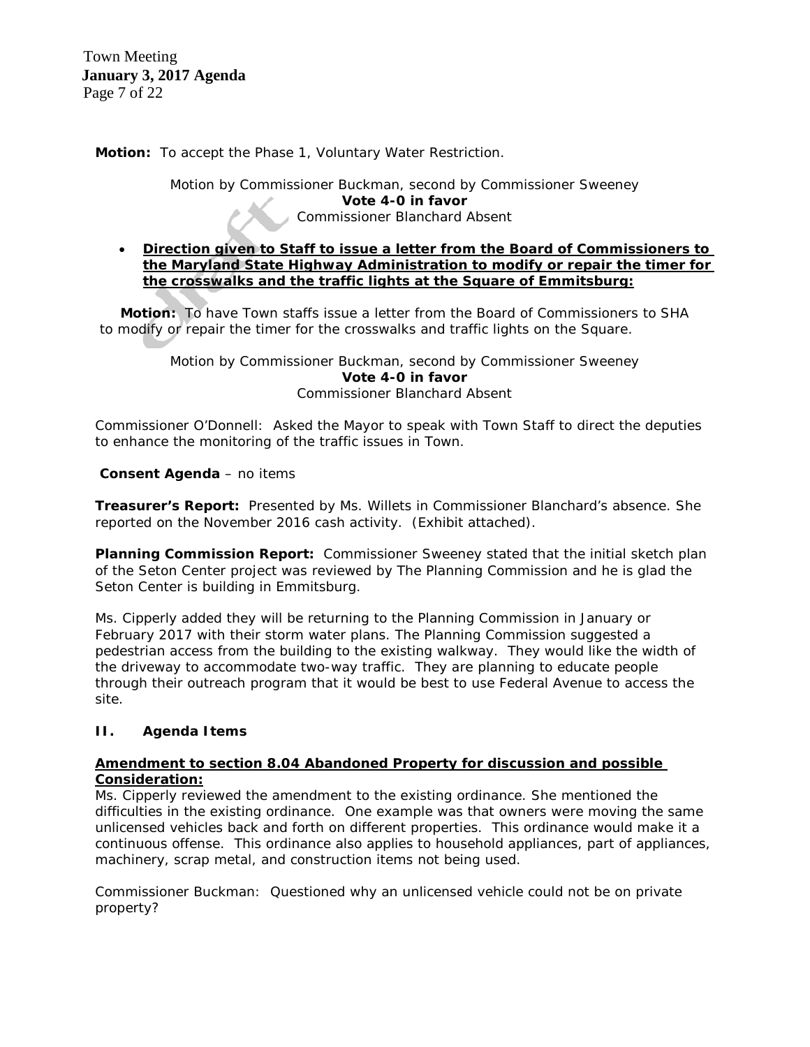**Motion:** To accept the Phase 1, Voluntary Water Restriction.

Motion by Commissioner Buckman, second by Commissioner Sweeney
**Vote 4-0 in favor**
Commissioner Blanchard Absent

- **Direction given to Staff to issue a letter from the Board of Commissioners to the Maryland State Highway Administration to modify or repair the timer for the crosswalks and the traffic lights at the Square of Emmitsburg:**

**Motion:** To have Town staffs issue a letter from the Board of Commissioners to SHA to modify or repair the timer for the crosswalks and traffic lights on the Square.

Motion by Commissioner Buckman, second by Commissioner Sweeney
**Vote 4-0 in favor**
Commissioner Blanchard Absent

Commissioner O'Donnell: Asked the Mayor to speak with Town Staff to direct the deputies to enhance the monitoring of the traffic issues in Town.

**Consent Agenda** – no items

**Treasurer's Report:** Presented by Ms. Willets in Commissioner Blanchard's absence. She reported on the November 2016 cash activity. (Exhibit attached).

**Planning Commission Report:** Commissioner Sweeney stated that the initial sketch plan of the Seton Center project was reviewed by The Planning Commission and he is glad the Seton Center is building in Emmitsburg.

Ms. Cipperly added they will be returning to the Planning Commission in January or February 2017 with their storm water plans. The Planning Commission suggested a pedestrian access from the building to the existing walkway. They would like the width of the driveway to accommodate two-way traffic. They are planning to educate people through their outreach program that it would be best to use Federal Avenue to access the site.

## II. Agenda Items

**Amendment to section 8.04 Abandoned Property for discussion and possible Consideration:**

Ms. Cipperly reviewed the amendment to the existing ordinance. She mentioned the difficulties in the existing ordinance. One example was that owners were moving the same unlicensed vehicles back and forth on different properties. This ordinance would make it a continuous offense. This ordinance also applies to household appliances, part of appliances, machinery, scrap metal, and construction items not being used.

Commissioner Buckman: Questioned why an unlicensed vehicle could not be on private property?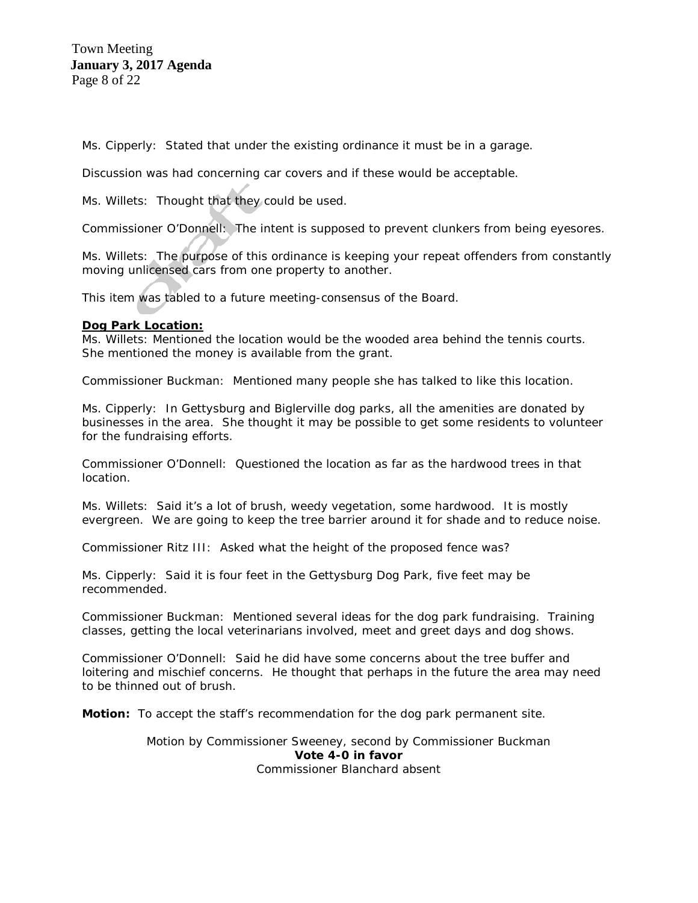Ms. Cipperly: Stated that under the existing ordinance it must be in a garage.

Discussion was had concerning car covers and if these would be acceptable.

Ms. Willets: Thought that they could be used.

Commissioner O'Donnell: The intent is supposed to prevent clunkers from being eyesores.

Ms. Willets: The purpose of this ordinance is keeping your repeat offenders from constantly moving unlicensed cars from one property to another.

This item was tabled to a future meeting-consensus of the Board.

**Dog Park Location:**

Ms. Willets: Mentioned the location would be the wooded area behind the tennis courts. She mentioned the money is available from the grant.

Commissioner Buckman: Mentioned many people she has talked to like this location.

Ms. Cipperly: In Gettysburg and Biglerville dog parks, all the amenities are donated by businesses in the area. She thought it may be possible to get some residents to volunteer for the fundraising efforts.

Commissioner O'Donnell: Questioned the location as far as the hardwood trees in that location.

Ms. Willets: Said it's a lot of brush, weedy vegetation, some hardwood. It is mostly evergreen. We are going to keep the tree barrier around it for shade and to reduce noise.

Commissioner Ritz III: Asked what the height of the proposed fence was?

Ms. Cipperly: Said it is four feet in the Gettysburg Dog Park, five feet may be recommended.

Commissioner Buckman: Mentioned several ideas for the dog park fundraising. Training classes, getting the local veterinarians involved, meet and greet days and dog shows.

Commissioner O'Donnell: Said he did have some concerns about the tree buffer and loitering and mischief concerns. He thought that perhaps in the future the area may need to be thinned out of brush.

**Motion:** To accept the staff's recommendation for the dog park permanent site.

Motion by Commissioner Sweeney, second by Commissioner Buckman
**Vote 4-0 in favor**
Commissioner Blanchard absent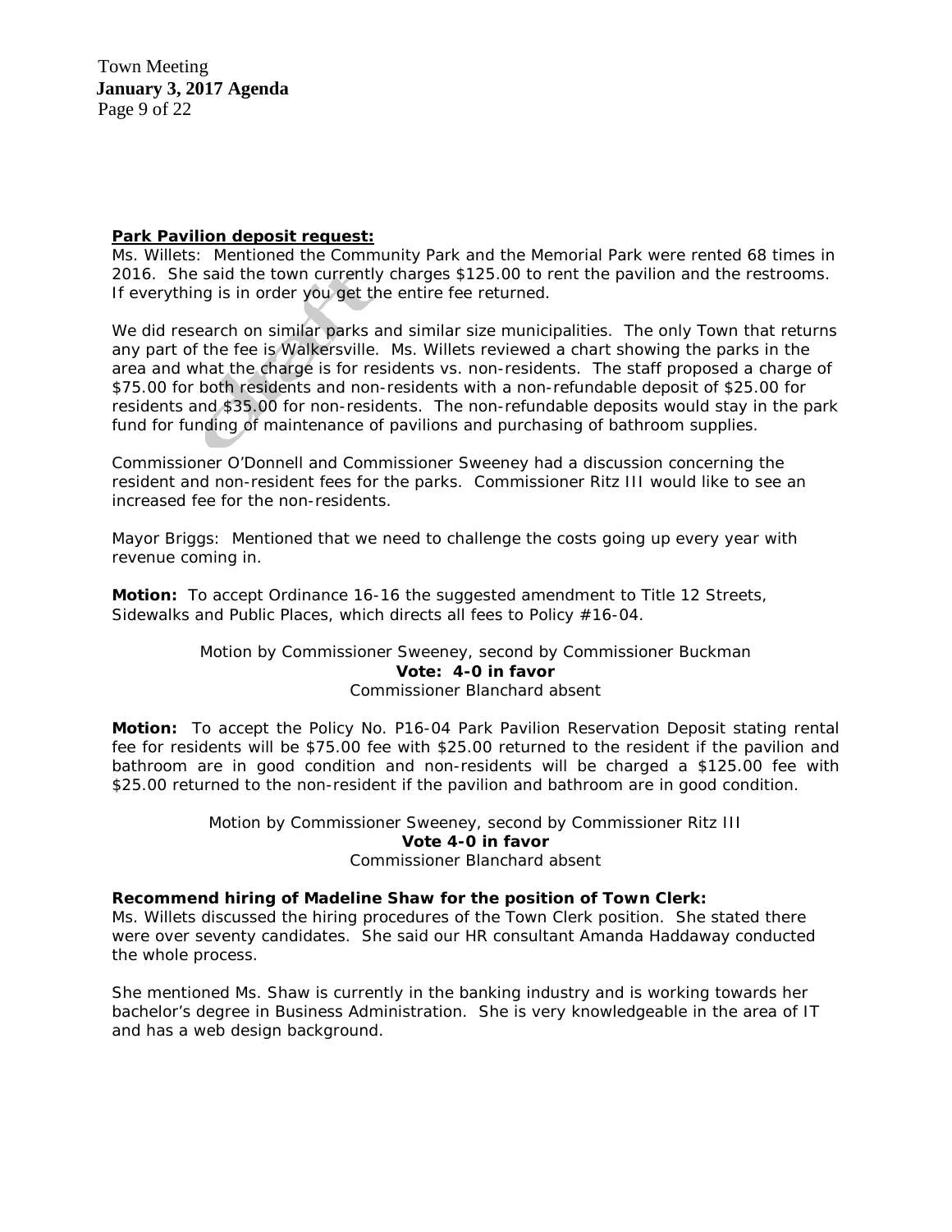**Park Pavilion deposit request:**
Ms. Willets: Mentioned the Community Park and the Memorial Park were rented 68 times in 2016. She said the town currently charges $125.00 to rent the pavilion and the restrooms. If everything is in order you get the entire fee returned.

We did research on similar parks and similar size municipalities. The only Town that returns any part of the fee is Walkersville. Ms. Willets reviewed a chart showing the parks in the area and what the charge is for residents vs. non-residents. The staff proposed a charge of $75.00 for both residents and non-residents with a non-refundable deposit of $25.00 for residents and $35.00 for non-residents. The non-refundable deposits would stay in the park fund for funding of maintenance of pavilions and purchasing of bathroom supplies.

Commissioner O'Donnell and Commissioner Sweeney had a discussion concerning the resident and non-resident fees for the parks. Commissioner Ritz III would like to see an increased fee for the non-residents.

Mayor Briggs: Mentioned that we need to challenge the costs going up every year with revenue coming in.

**Motion:** To accept Ordinance 16-16 the suggested amendment to Title 12 Streets, Sidewalks and Public Places, which directs all fees to Policy #16-04.

Motion by Commissioner Sweeney, second by Commissioner Buckman
**Vote: 4-0 in favor**
Commissioner Blanchard absent

**Motion:** To accept the Policy No. P16-04 Park Pavilion Reservation Deposit stating rental fee for residents will be $75.00 fee with $25.00 returned to the resident if the pavilion and bathroom are in good condition and non-residents will be charged a $125.00 fee with $25.00 returned to the non-resident if the pavilion and bathroom are in good condition.

Motion by Commissioner Sweeney, second by Commissioner Ritz III
**Vote 4-0 in favor**
Commissioner Blanchard absent

**Recommend hiring of Madeline Shaw for the position of Town Clerk:**
Ms. Willets discussed the hiring procedures of the Town Clerk position. She stated there were over seventy candidates. She said our HR consultant Amanda Haddaway conducted the whole process.

She mentioned Ms. Shaw is currently in the banking industry and is working towards her bachelor's degree in Business Administration. She is very knowledgeable in the area of IT and has a web design background.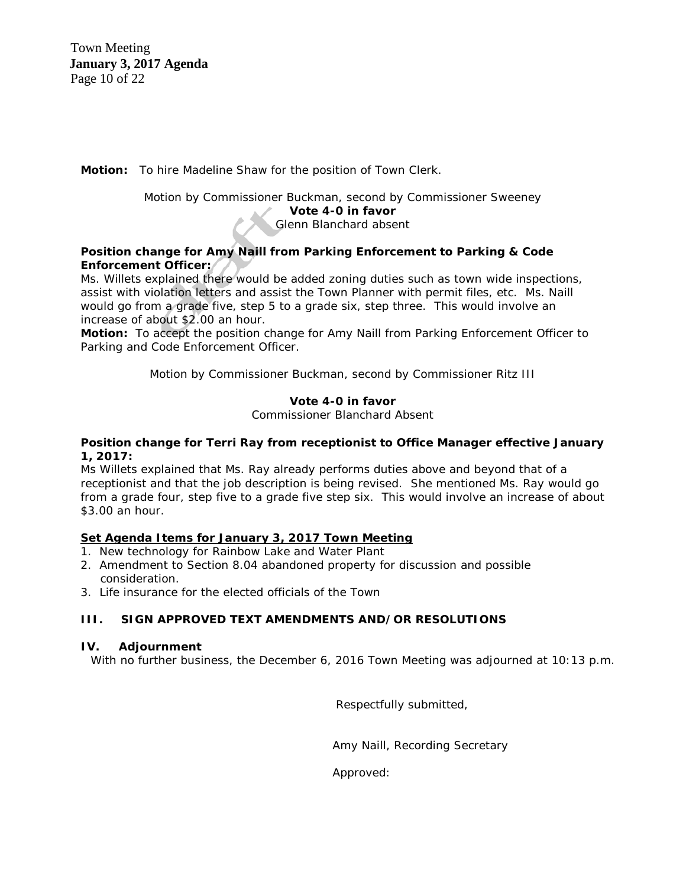**Motion:** To hire Madeline Shaw for the position of Town Clerk.

Motion by Commissioner Buckman, second by Commissioner Sweeney

**Vote 4-0 in favor**

Glenn Blanchard absent

**Position change for Amy Naill from Parking Enforcement to Parking & Code Enforcement Officer:**

Ms. Willets explained there would be added zoning duties such as town wide inspections, assist with violation letters and assist the Town Planner with permit files, etc. Ms. Naill would go from a grade five, step 5 to a grade six, step three. This would involve an increase of about $2.00 an hour.

**Motion:** To accept the position change for Amy Naill from Parking Enforcement Officer to Parking and Code Enforcement Officer.

Motion by Commissioner Buckman, second by Commissioner Ritz III

**Vote 4-0 in favor**

Commissioner Blanchard Absent

**Position change for Terri Ray from receptionist to Office Manager effective January 1, 2017:**

Ms Willets explained that Ms. Ray already performs duties above and beyond that of a receptionist and that the job description is being revised. She mentioned Ms. Ray would go from a grade four, step five to a grade five step six. This would involve an increase of about $3.00 an hour.

**Set Agenda Items for January 3, 2017 Town Meeting**

1. New technology for Rainbow Lake and Water Plant
2. Amendment to Section 8.04 abandoned property for discussion and possible consideration.
3. Life insurance for the elected officials of the Town

## III. SIGN APPROVED TEXT AMENDMENTS AND/OR RESOLUTIONS

## IV. Adjournment

With no further business, the December 6, 2016 Town Meeting was adjourned at 10:13 p.m.

Respectfully submitted,

Amy Naill, Recording Secretary

Approved: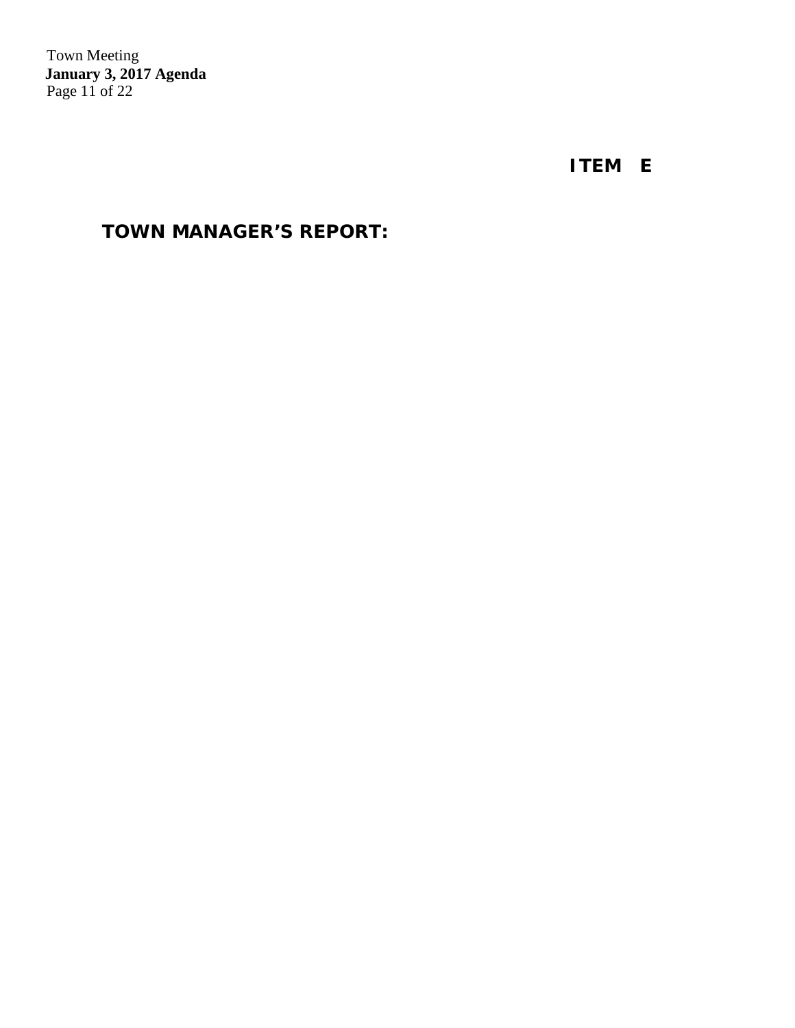**ITEM E**

**TOWN MANAGER'S REPORT:**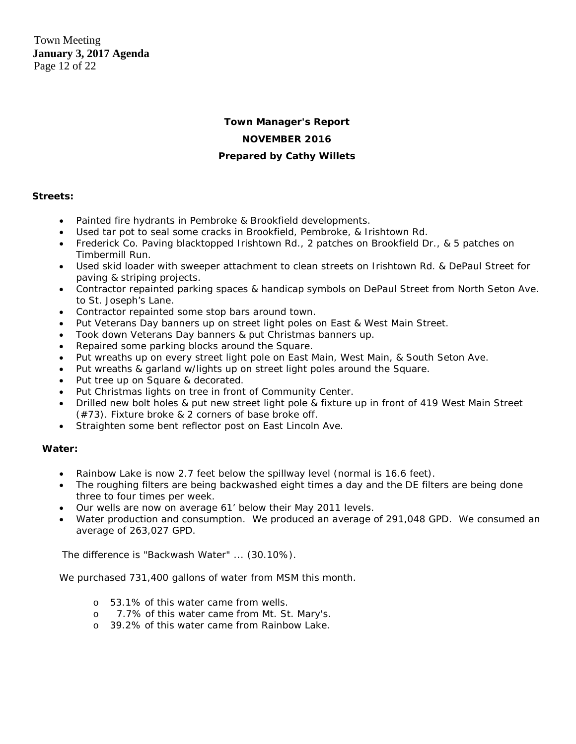**Town Manager's Report**

**NOVEMBER 2016**

**Prepared by Cathy Willets**

**Streets:**

- Painted fire hydrants in Pembroke & Brookfield developments.
- Used tar pot to seal some cracks in Brookfield, Pembroke, & Irishtown Rd.
- Frederick Co. Paving blacktopped Irishtown Rd., 2 patches on Brookfield Dr., & 5 patches on Timbermill Run.
- Used skid loader with sweeper attachment to clean streets on Irishtown Rd. & DePaul Street for paving & striping projects.
- Contractor repainted parking spaces & handicap symbols on DePaul Street from North Seton Ave. to St. Joseph's Lane.
- Contractor repainted some stop bars around town.
- Put Veterans Day banners up on street light poles on East & West Main Street.
- Took down Veterans Day banners & put Christmas banners up.
- Repaired some parking blocks around the Square.
- Put wreaths up on every street light pole on East Main, West Main, & South Seton Ave.
- Put wreaths & garland w/lights up on street light poles around the Square.
- Put tree up on Square & decorated.
- Put Christmas lights on tree in front of Community Center.
- Drilled new bolt holes & put new street light pole & fixture up in front of 419 West Main Street (#73). Fixture broke & 2 corners of base broke off.
- Straighten some bent reflector post on East Lincoln Ave.

**Water:**

- Rainbow Lake is now 2.7 feet below the spillway level (normal is 16.6 feet).
- The roughing filters are being backwashed eight times a day and the DE filters are being done three to four times per week.
- Our wells are now on average 61' below their May 2011 levels.
- Water production and consumption. We produced an average of 291,048 GPD. We consumed an average of 263,027 GPD.

The difference is "Backwash Water" ... (30.10%).

We purchased 731,400 gallons of water from MSM this month.

- 53.1% of this water came from wells.
- 7.7% of this water came from Mt. St. Mary's.
- 39.2% of this water came from Rainbow Lake.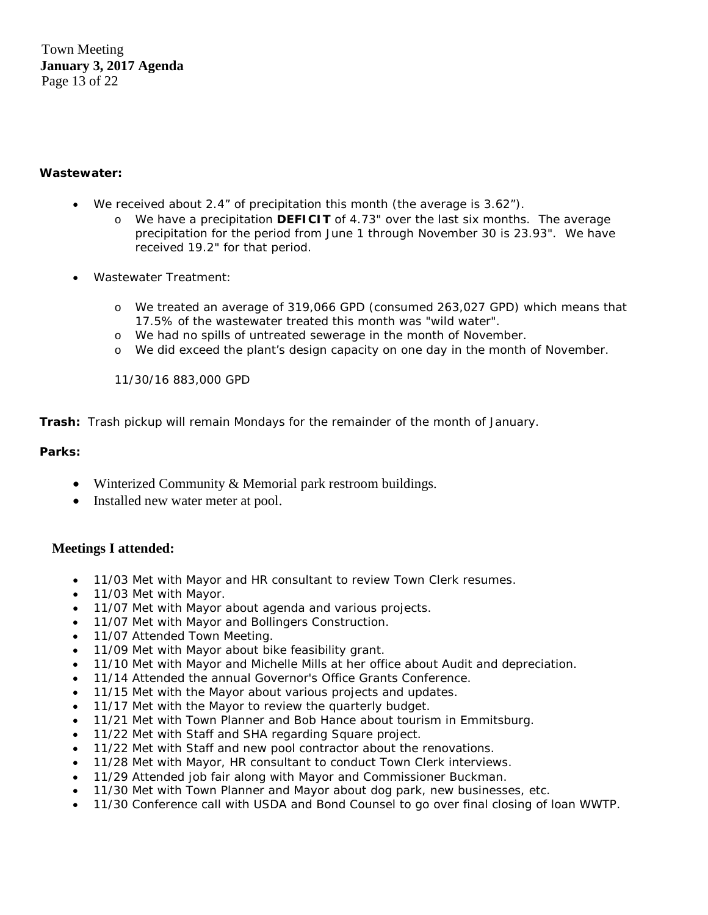**Wastewater:**

- We received about 2.4" of precipitation this month (the average is 3.62").
  - We have a precipitation **DEFICIT** of 4.73" over the last six months. The average precipitation for the period from June 1 through November 30 is 23.93". We have received 19.2" for that period.

- Wastewater Treatment:
  - We treated an average of 319,066 GPD (consumed 263,027 GPD) which means that 17.5% of the wastewater treated this month was "wild water".
  - We had no spills of untreated sewerage in the month of November.
  - We did exceed the plant's design capacity on one day in the month of November.

  11/30/16 883,000 GPD

**Trash:** Trash pickup will remain Mondays for the remainder of the month of January.

**Parks:**

- Winterized Community & Memorial park restroom buildings.
- Installed new water meter at pool.

**Meetings I attended:**

- 11/03 Met with Mayor and HR consultant to review Town Clerk resumes.
- 11/03 Met with Mayor.
- 11/07 Met with Mayor about agenda and various projects.
- 11/07 Met with Mayor and Bollingers Construction.
- 11/07 Attended Town Meeting.
- 11/09 Met with Mayor about bike feasibility grant.
- 11/10 Met with Mayor and Michelle Mills at her office about Audit and depreciation.
- 11/14 Attended the annual Governor's Office Grants Conference.
- 11/15 Met with the Mayor about various projects and updates.
- 11/17 Met with the Mayor to review the quarterly budget.
- 11/21 Met with Town Planner and Bob Hance about tourism in Emmitsburg.
- 11/22 Met with Staff and SHA regarding Square project.
- 11/22 Met with Staff and new pool contractor about the renovations.
- 11/28 Met with Mayor, HR consultant to conduct Town Clerk interviews.
- 11/29 Attended job fair along with Mayor and Commissioner Buckman.
- 11/30 Met with Town Planner and Mayor about dog park, new businesses, etc.
- 11/30 Conference call with USDA and Bond Counsel to go over final closing of loan WWTP.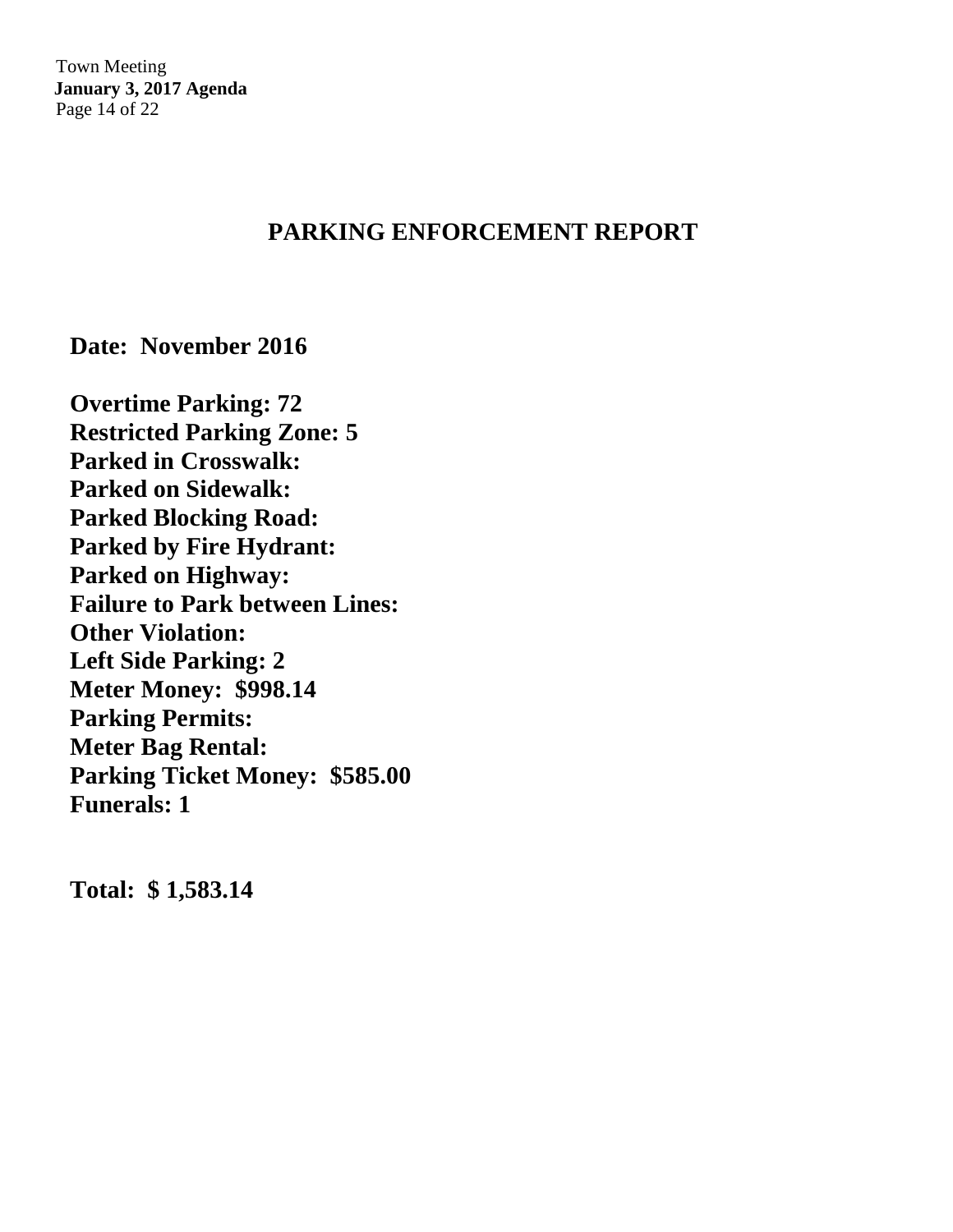# PARKING ENFORCEMENT REPORT

**Date: November 2016**

**Overtime Parking: 72**
**Restricted Parking Zone: 5**
**Parked in Crosswalk:**
**Parked on Sidewalk:**
**Parked Blocking Road:**
**Parked by Fire Hydrant:**
**Parked on Highway:**
**Failure to Park between Lines:**
**Other Violation:**
**Left Side Parking: 2**
**Meter Money: $998.14**
**Parking Permits:**
**Meter Bag Rental:**
**Parking Ticket Money: $585.00**
**Funerals: 1**

**Total: $ 1,583.14**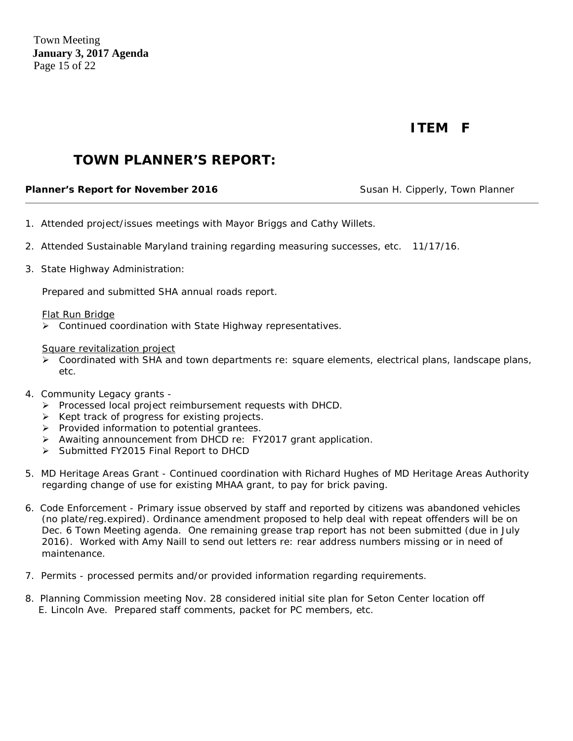## ITEM F

# TOWN PLANNER'S REPORT:

**Planner's Report for November 2016** Susan H. Cipperly, Town Planner

1. Attended project/issues meetings with Mayor Briggs and Cathy Willets.

2. Attended Sustainable Maryland training regarding measuring successes, etc. 11/17/16.

3. State Highway Administration:

   Prepared and submitted SHA annual roads report.

   Flat Run Bridge
   - Continued coordination with State Highway representatives.

   Square revitalization project
   - Coordinated with SHA and town departments re: square elements, electrical plans, landscape plans, etc.

4. Community Legacy grants -
   - Processed local project reimbursement requests with DHCD.
   - Kept track of progress for existing projects.
   - Provided information to potential grantees.
   - Awaiting announcement from DHCD re: FY2017 grant application.
   - Submitted FY2015 Final Report to DHCD

5. MD Heritage Areas Grant - Continued coordination with Richard Hughes of MD Heritage Areas Authority regarding change of use for existing MHAA grant, to pay for brick paving.

6. Code Enforcement - Primary issue observed by staff and reported by citizens was abandoned vehicles (no plate/reg.expired). Ordinance amendment proposed to help deal with repeat offenders will be on Dec. 6 Town Meeting agenda. One remaining grease trap report has not been submitted (due in July 2016). Worked with Amy Naill to send out letters re: rear address numbers missing or in need of maintenance.

7. Permits - processed permits and/or provided information regarding requirements.

8. Planning Commission meeting Nov. 28 considered initial site plan for Seton Center location off E. Lincoln Ave. Prepared staff comments, packet for PC members, etc.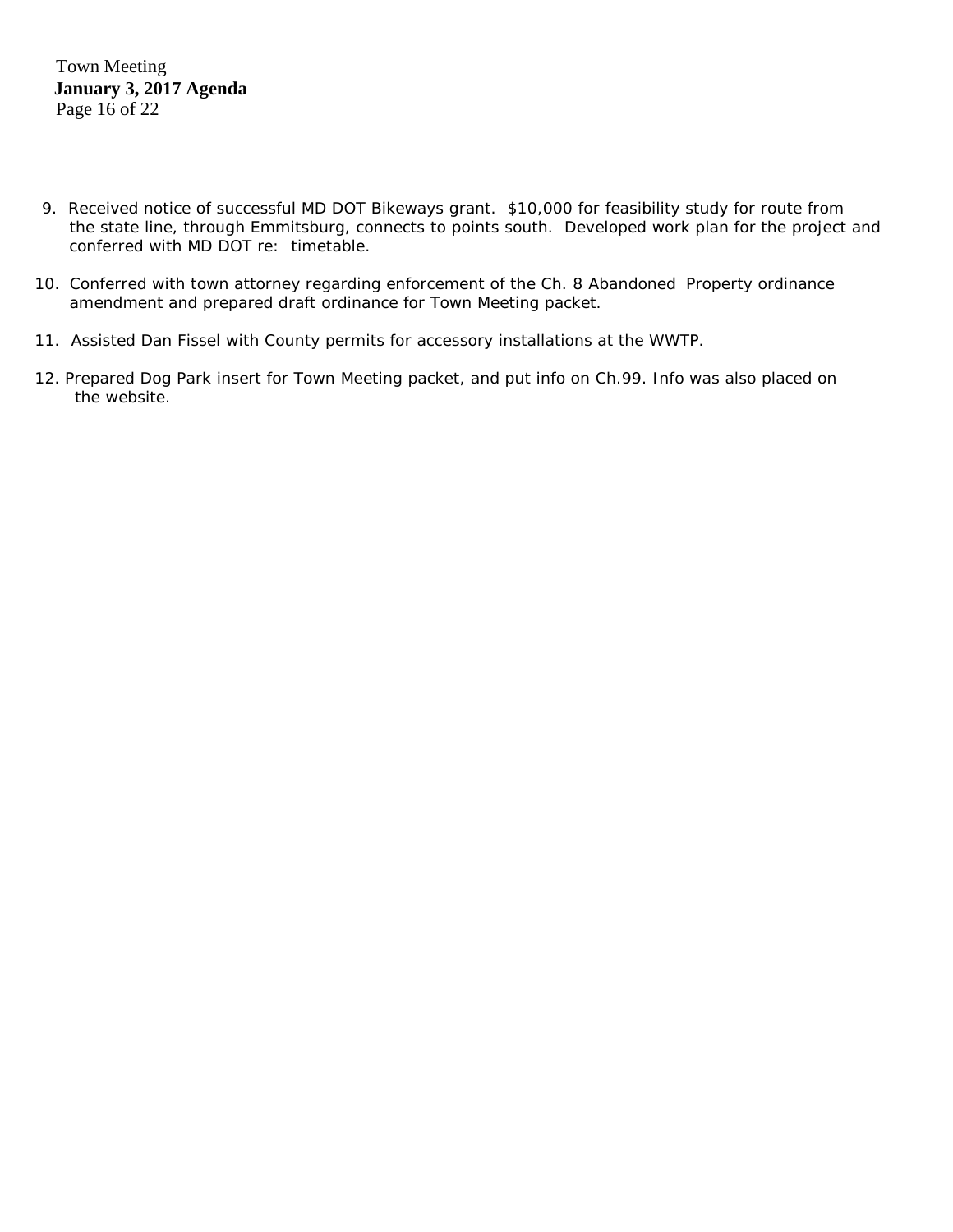9. Received notice of successful MD DOT Bikeways grant. $10,000 for feasibility study for route from the state line, through Emmitsburg, connects to points south. Developed work plan for the project and conferred with MD DOT re: timetable.

10. Conferred with town attorney regarding enforcement of the Ch. 8 Abandoned Property ordinance amendment and prepared draft ordinance for Town Meeting packet.

11. Assisted Dan Fissel with County permits for accessory installations at the WWTP.

12. Prepared Dog Park insert for Town Meeting packet, and put info on Ch.99. Info was also placed on the website.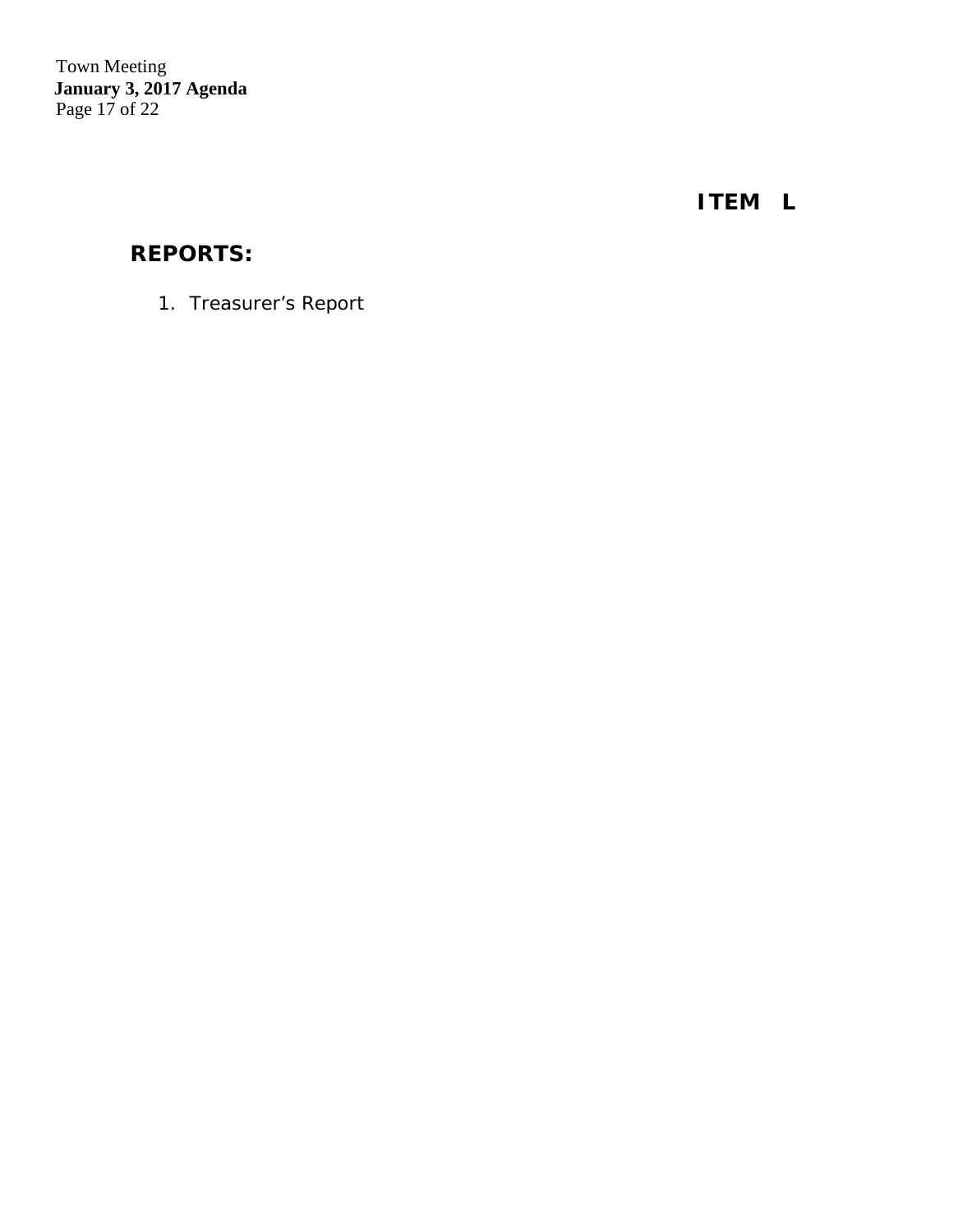**ITEM L**

## REPORTS:

1. Treasurer’s Report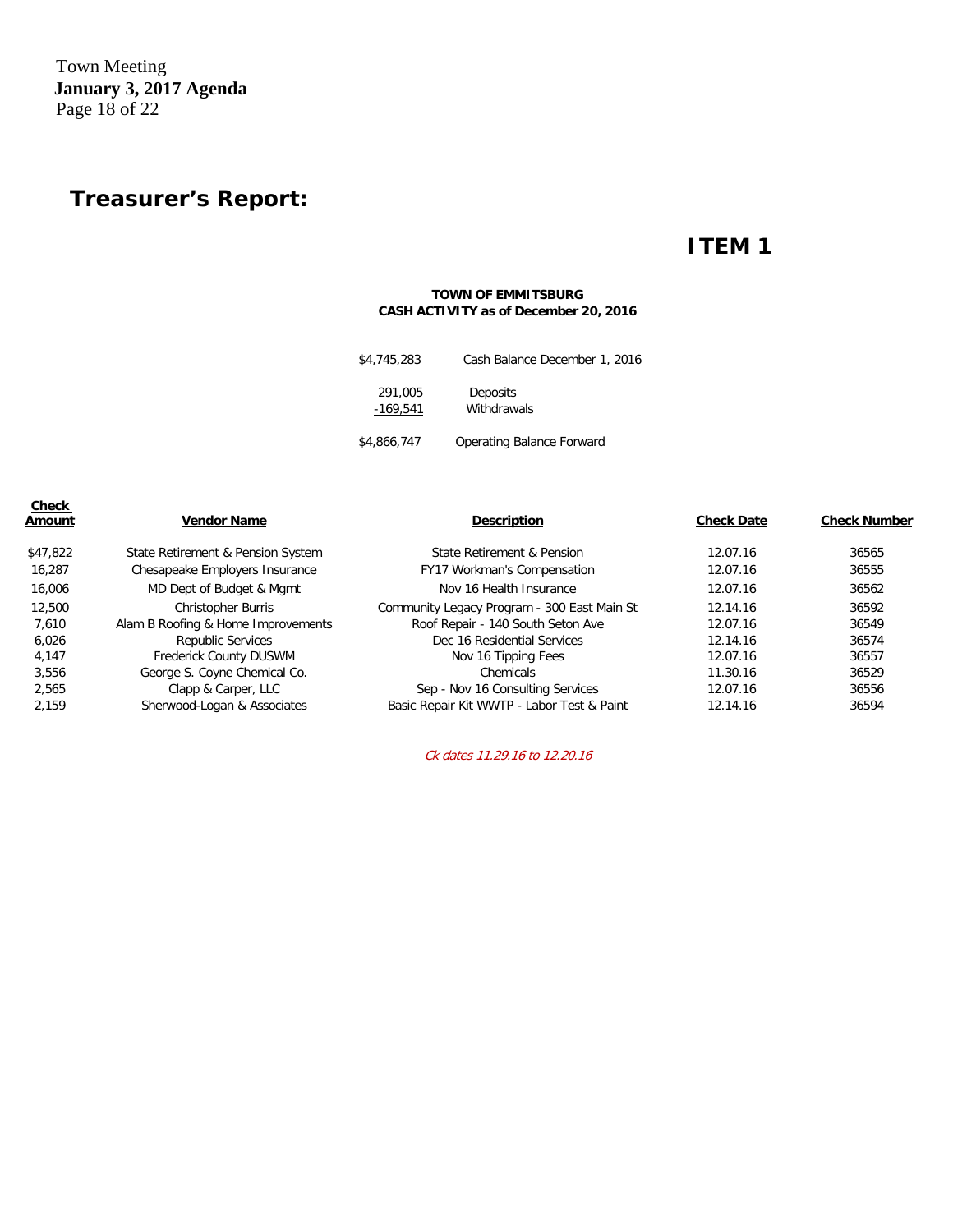Town Meeting
**January 3, 2017 Agenda**

# Treasurer's Report:

## ITEM 1

**TOWN OF EMMITSBURG**
**CASH ACTIVITY as of December 20, 2016**

| | |
|---|---|
| $4,745,283 | Cash Balance December 1, 2016 |
| 291,005 | Deposits |
| -169,541 | Withdrawals |
| $4,866,747 | Operating Balance Forward |

| Check Amount | Vendor Name | Description | Check Date | Check Number |
|---|---|---|---|---|
| $47,822 | State Retirement & Pension System | State Retirement & Pension | 12.07.16 | 36565 |
| 16,287 | Chesapeake Employers Insurance | FY17 Workman's Compensation | 12.07.16 | 36555 |
| 16,006 | MD Dept of Budget & Mgmt | Nov 16 Health Insurance | 12.07.16 | 36562 |
| 12,500 | Christopher Burris | Community Legacy Program - 300 East Main St | 12.14.16 | 36592 |
| 7,610 | Alam B Roofing & Home Improvements | Roof Repair - 140 South Seton Ave | 12.07.16 | 36549 |
| 6,026 | Republic Services | Dec 16 Residential Services | 12.14.16 | 36574 |
| 4,147 | Frederick County DUSWM | Nov 16 Tipping Fees | 12.07.16 | 36557 |
| 3,556 | George S. Coyne Chemical Co. | Chemicals | 11.30.16 | 36529 |
| 2,565 | Clapp & Carper, LLC | Sep - Nov 16 Consulting Services | 12.07.16 | 36556 |
| 2,159 | Sherwood-Logan & Associates | Basic Repair Kit WWTP - Labor Test & Paint | 12.14.16 | 36594 |

*Ck dates 11.29.16 to 12.20.16*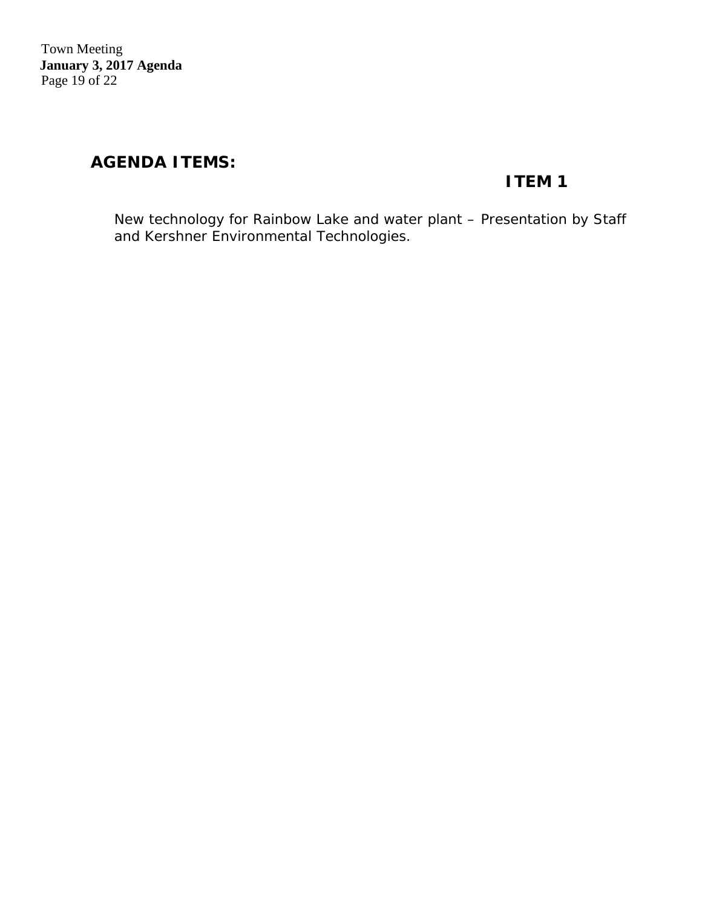## AGENDA ITEMS:

### ITEM 1

New technology for Rainbow Lake and water plant – Presentation by Staff and Kershner Environmental Technologies.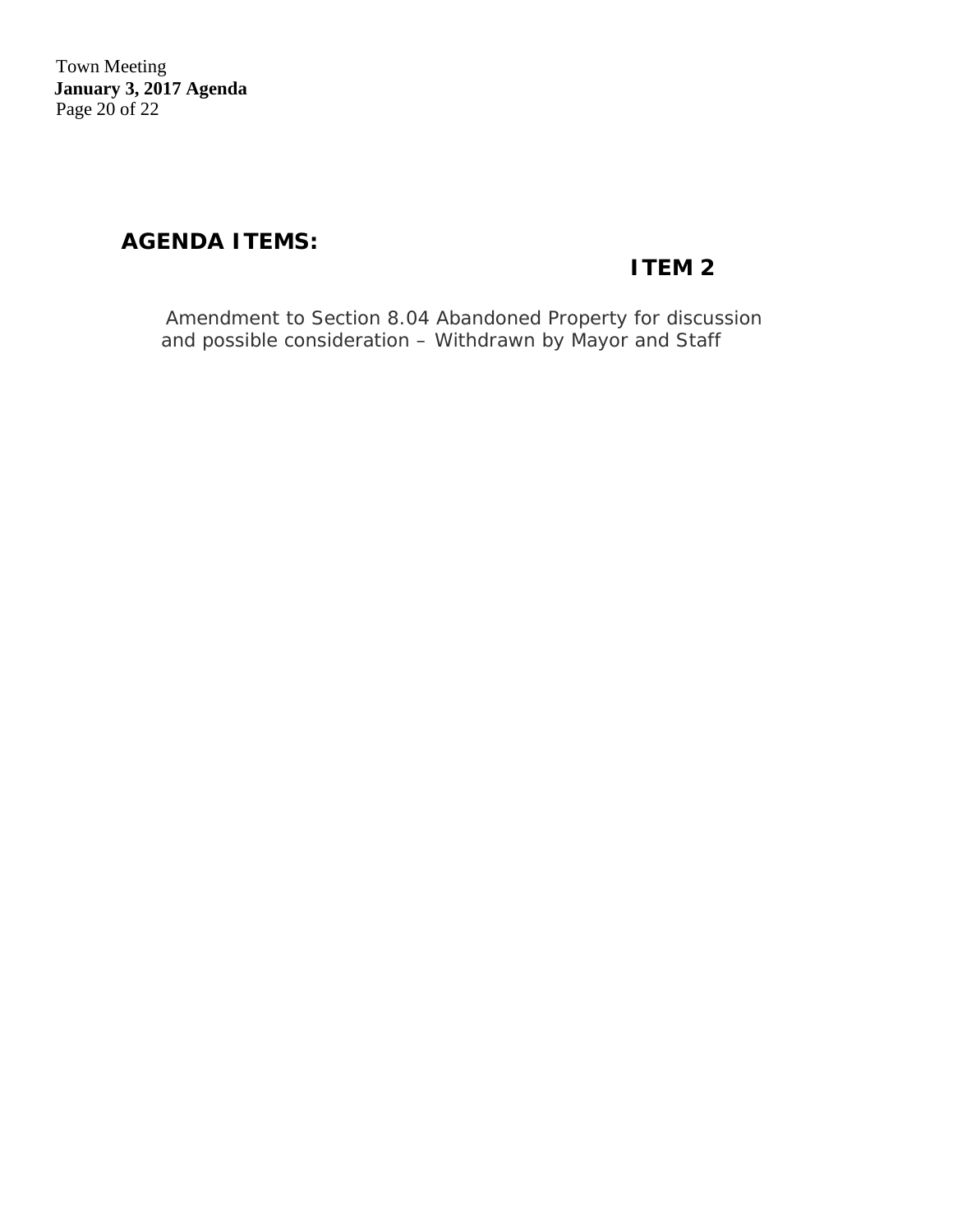## AGENDA ITEMS:

### ITEM 2

Amendment to Section 8.04 Abandoned Property for discussion and possible consideration – Withdrawn by Mayor and Staff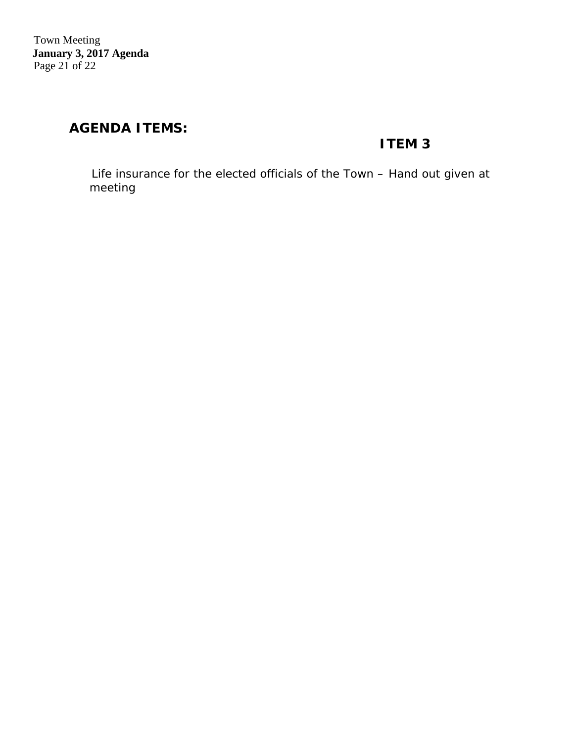## AGENDA ITEMS:

### ITEM 3

Life insurance for the elected officials of the Town – Hand out given at meeting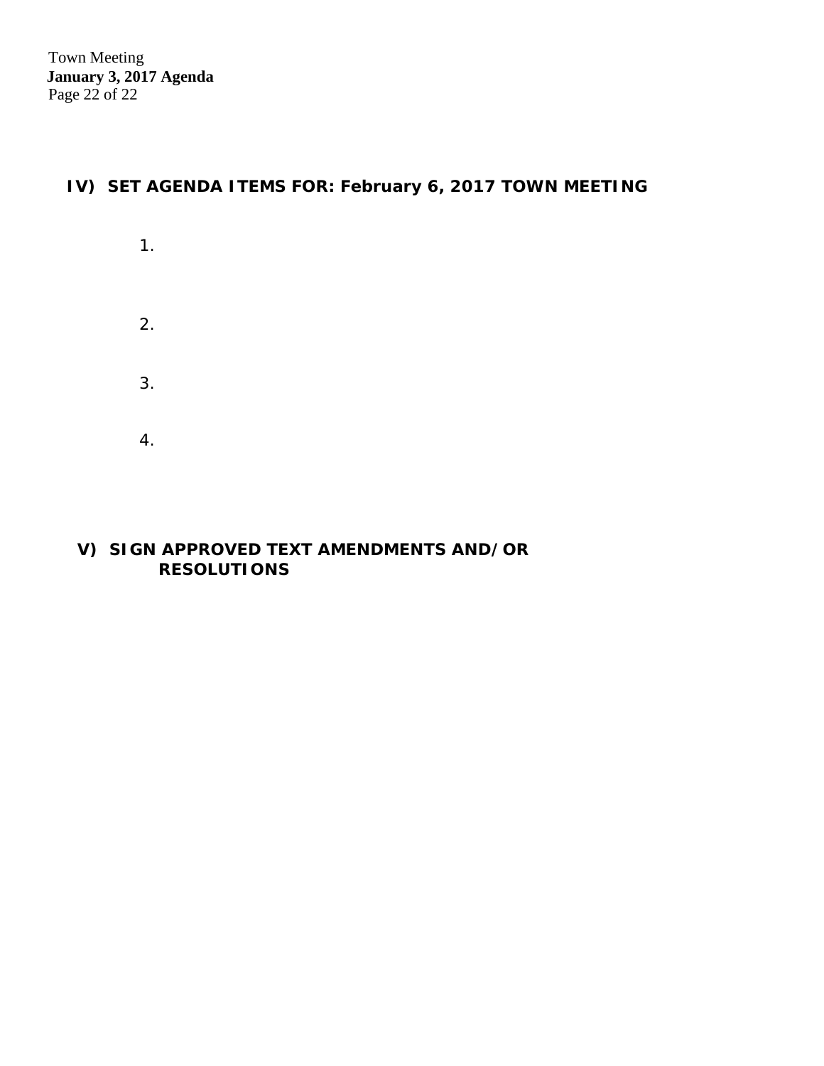## IV) SET AGENDA ITEMS FOR: February 6, 2017 TOWN MEETING

1.

2.

3.

4.

## V) SIGN APPROVED TEXT AMENDMENTS AND/OR RESOLUTIONS